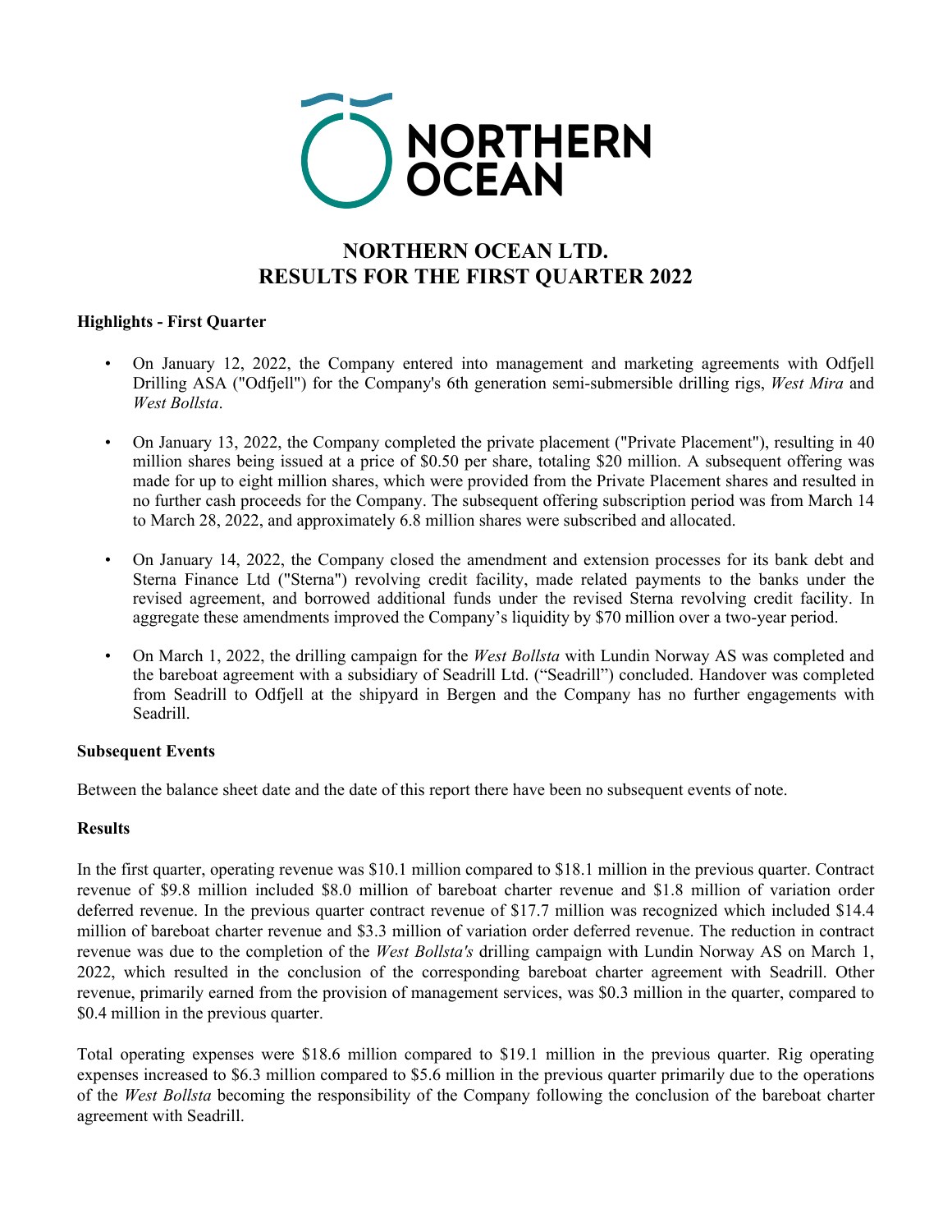# NORTHERN OCEAN LTD.
# RESULTS FOR THE FIRST QUARTER 2022

**Highlights - First Quarter**

- On January 12, 2022, the Company entered into management and marketing agreements with Odfjell Drilling ASA ("Odfjell") for the Company's 6th generation semi-submersible drilling rigs, *West Mira* and *West Bollsta*.
- On January 13, 2022, the Company completed the private placement ("Private Placement"), resulting in 40 million shares being issued at a price of $0.50 per share, totaling $20 million. A subsequent offering was made for up to eight million shares, which were provided from the Private Placement shares and resulted in no further cash proceeds for the Company. The subsequent offering subscription period was from March 14 to March 28, 2022, and approximately 6.8 million shares were subscribed and allocated.
- On January 14, 2022, the Company closed the amendment and extension processes for its bank debt and Sterna Finance Ltd ("Sterna") revolving credit facility, made related payments to the banks under the revised agreement, and borrowed additional funds under the revised Sterna revolving credit facility. In aggregate these amendments improved the Company's liquidity by $70 million over a two-year period.
- On March 1, 2022, the drilling campaign for the *West Bollsta* with Lundin Norway AS was completed and the bareboat agreement with a subsidiary of Seadrill Ltd. ("Seadrill") concluded. Handover was completed from Seadrill to Odfjell at the shipyard in Bergen and the Company has no further engagements with Seadrill.

**Subsequent Events**

Between the balance sheet date and the date of this report there have been no subsequent events of note.

**Results**

In the first quarter, operating revenue was $10.1 million compared to $18.1 million in the previous quarter. Contract revenue of $9.8 million included $8.0 million of bareboat charter revenue and $1.8 million of variation order deferred revenue. In the previous quarter contract revenue of $17.7 million was recognized which included $14.4 million of bareboat charter revenue and $3.3 million of variation order deferred revenue. The reduction in contract revenue was due to the completion of the *West Bollsta's* drilling campaign with Lundin Norway AS on March 1, 2022, which resulted in the conclusion of the corresponding bareboat charter agreement with Seadrill. Other revenue, primarily earned from the provision of management services, was $0.3 million in the quarter, compared to $0.4 million in the previous quarter.

Total operating expenses were $18.6 million compared to $19.1 million in the previous quarter. Rig operating expenses increased to $6.3 million compared to $5.6 million in the previous quarter primarily due to the operations of the *West Bollsta* becoming the responsibility of the Company following the conclusion of the bareboat charter agreement with Seadrill.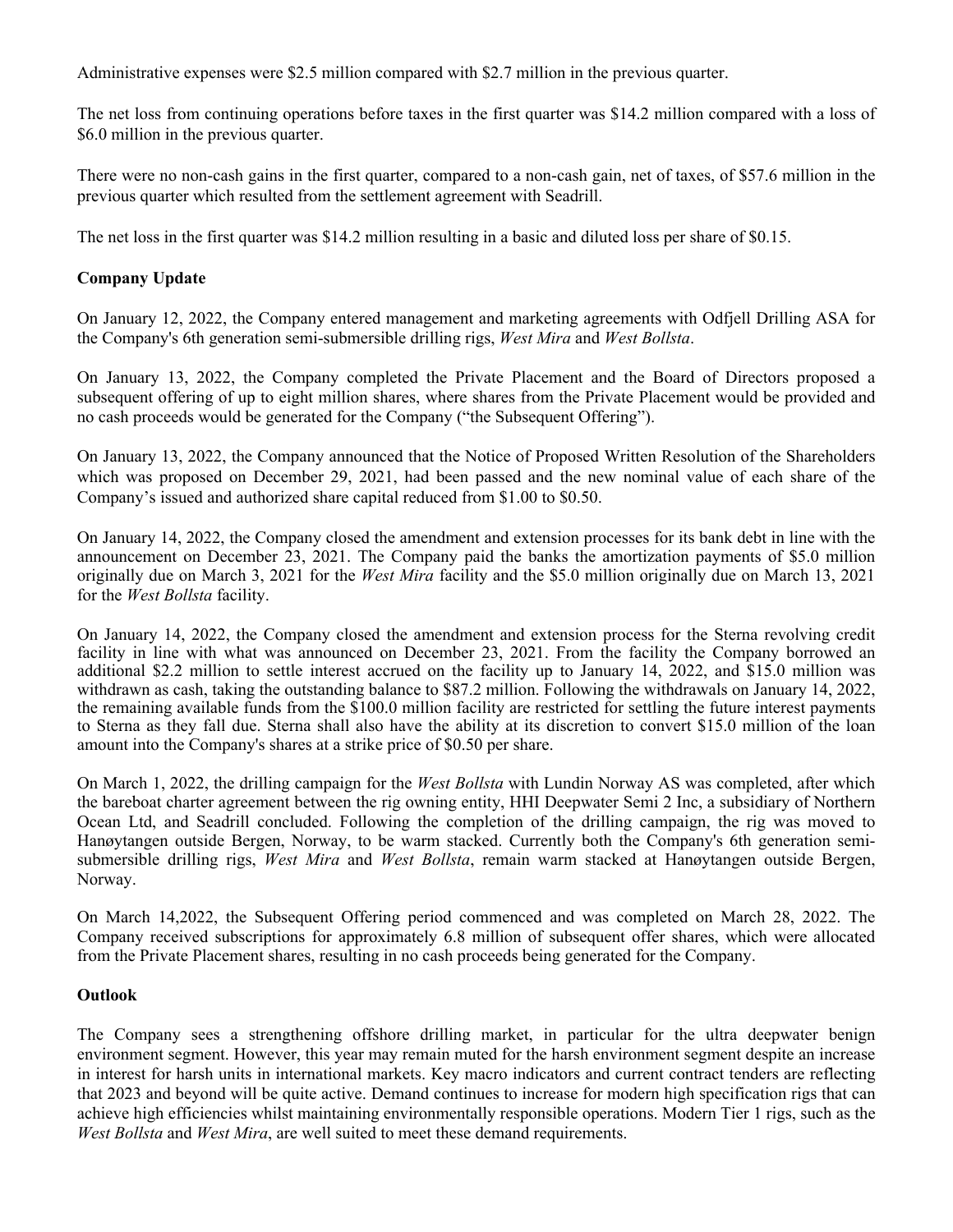Administrative expenses were $2.5 million compared with $2.7 million in the previous quarter.

The net loss from continuing operations before taxes in the first quarter was $14.2 million compared with a loss of $6.0 million in the previous quarter.

There were no non-cash gains in the first quarter, compared to a non-cash gain, net of taxes, of $57.6 million in the previous quarter which resulted from the settlement agreement with Seadrill.

The net loss in the first quarter was $14.2 million resulting in a basic and diluted loss per share of $0.15.

**Company Update**

On January 12, 2022, the Company entered management and marketing agreements with Odfjell Drilling ASA for the Company's 6th generation semi-submersible drilling rigs, *West Mira* and *West Bollsta*.

On January 13, 2022, the Company completed the Private Placement and the Board of Directors proposed a subsequent offering of up to eight million shares, where shares from the Private Placement would be provided and no cash proceeds would be generated for the Company ("the Subsequent Offering").

On January 13, 2022, the Company announced that the Notice of Proposed Written Resolution of the Shareholders which was proposed on December 29, 2021, had been passed and the new nominal value of each share of the Company's issued and authorized share capital reduced from $1.00 to $0.50.

On January 14, 2022, the Company closed the amendment and extension processes for its bank debt in line with the announcement on December 23, 2021. The Company paid the banks the amortization payments of $5.0 million originally due on March 3, 2021 for the *West Mira* facility and the $5.0 million originally due on March 13, 2021 for the *West Bollsta* facility.

On January 14, 2022, the Company closed the amendment and extension process for the Sterna revolving credit facility in line with what was announced on December 23, 2021. From the facility the Company borrowed an additional $2.2 million to settle interest accrued on the facility up to January 14, 2022, and $15.0 million was withdrawn as cash, taking the outstanding balance to $87.2 million. Following the withdrawals on January 14, 2022, the remaining available funds from the $100.0 million facility are restricted for settling the future interest payments to Sterna as they fall due. Sterna shall also have the ability at its discretion to convert $15.0 million of the loan amount into the Company's shares at a strike price of $0.50 per share.

On March 1, 2022, the drilling campaign for the *West Bollsta* with Lundin Norway AS was completed, after which the bareboat charter agreement between the rig owning entity, HHI Deepwater Semi 2 Inc, a subsidiary of Northern Ocean Ltd, and Seadrill concluded. Following the completion of the drilling campaign, the rig was moved to Hanøytangen outside Bergen, Norway, to be warm stacked. Currently both the Company's 6th generation semi-submersible drilling rigs, *West Mira* and *West Bollsta*, remain warm stacked at Hanøytangen outside Bergen, Norway.

On March 14,2022, the Subsequent Offering period commenced and was completed on March 28, 2022. The Company received subscriptions for approximately 6.8 million of subsequent offer shares, which were allocated from the Private Placement shares, resulting in no cash proceeds being generated for the Company.

**Outlook**

The Company sees a strengthening offshore drilling market, in particular for the ultra deepwater benign environment segment. However, this year may remain muted for the harsh environment segment despite an increase in interest for harsh units in international markets. Key macro indicators and current contract tenders are reflecting that 2023 and beyond will be quite active. Demand continues to increase for modern high specification rigs that can achieve high efficiencies whilst maintaining environmentally responsible operations. Modern Tier 1 rigs, such as the *West Bollsta* and *West Mira*, are well suited to meet these demand requirements.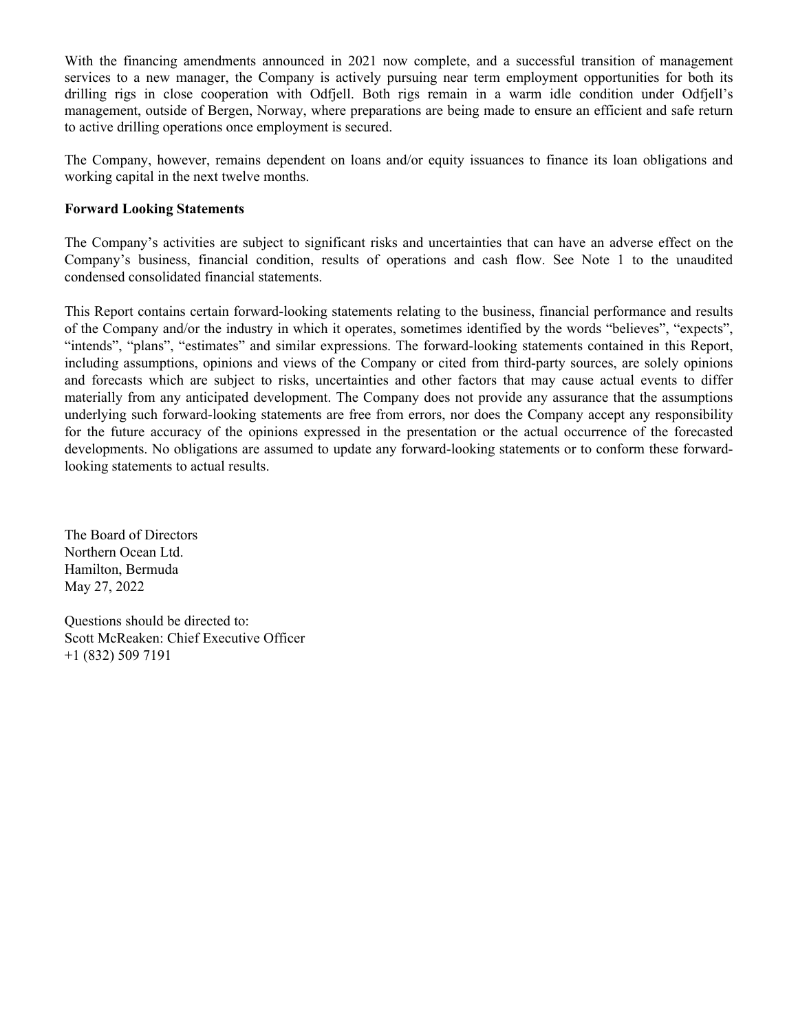With the financing amendments announced in 2021 now complete, and a successful transition of management services to a new manager, the Company is actively pursuing near term employment opportunities for both its drilling rigs in close cooperation with Odfjell. Both rigs remain in a warm idle condition under Odfjell's management, outside of Bergen, Norway, where preparations are being made to ensure an efficient and safe return to active drilling operations once employment is secured.

The Company, however, remains dependent on loans and/or equity issuances to finance its loan obligations and working capital in the next twelve months.

**Forward Looking Statements**

The Company's activities are subject to significant risks and uncertainties that can have an adverse effect on the Company's business, financial condition, results of operations and cash flow. See Note 1 to the unaudited condensed consolidated financial statements.

This Report contains certain forward-looking statements relating to the business, financial performance and results of the Company and/or the industry in which it operates, sometimes identified by the words "believes", "expects", "intends", "plans", "estimates" and similar expressions. The forward-looking statements contained in this Report, including assumptions, opinions and views of the Company or cited from third-party sources, are solely opinions and forecasts which are subject to risks, uncertainties and other factors that may cause actual events to differ materially from any anticipated development. The Company does not provide any assurance that the assumptions underlying such forward-looking statements are free from errors, nor does the Company accept any responsibility for the future accuracy of the opinions expressed in the presentation or the actual occurrence of the forecasted developments. No obligations are assumed to update any forward-looking statements or to conform these forward-looking statements to actual results.

The Board of Directors
Northern Ocean Ltd.
Hamilton, Bermuda
May 27, 2022

Questions should be directed to:
Scott McReaken: Chief Executive Officer
+1 (832) 509 7191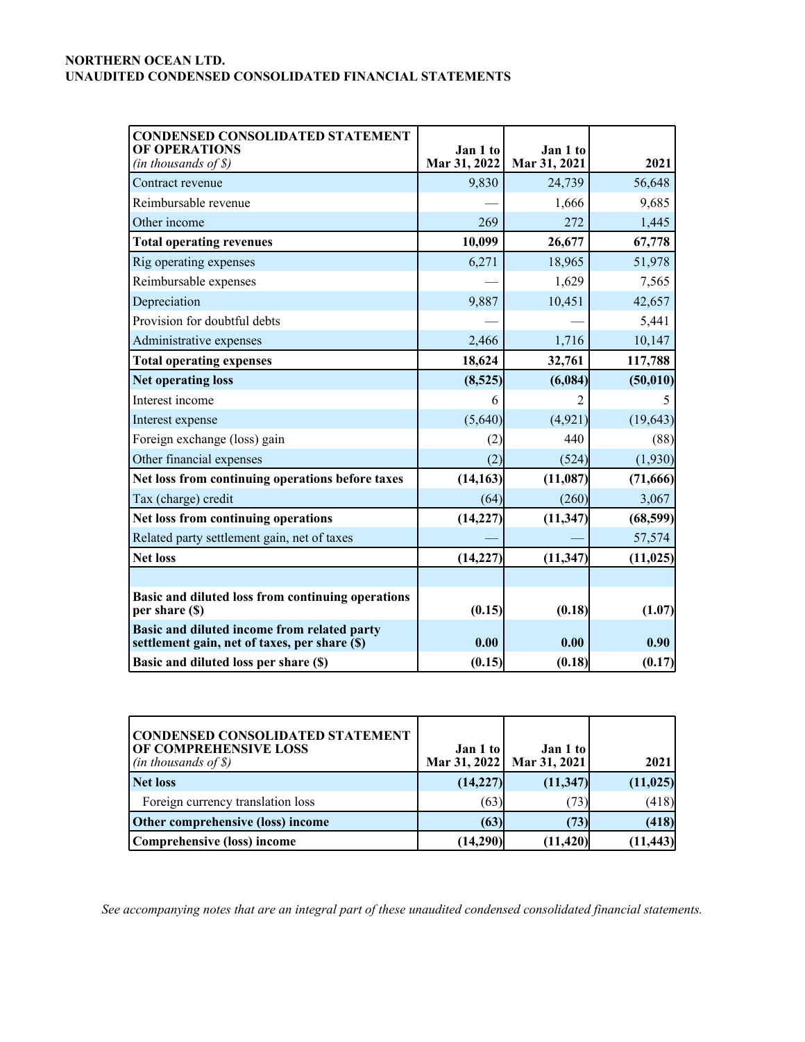**NORTHERN OCEAN LTD.**
**UNAUDITED CONDENSED CONSOLIDATED FINANCIAL STATEMENTS**

| **CONDENSED CONSOLIDATED STATEMENT OF OPERATIONS** *(in thousands of $)* | **Jan 1 to Mar 31, 2022** | **Jan 1 to Mar 31, 2021** | **2021** |
|---|---|---|---|
| Contract revenue | 9,830 | 24,739 | 56,648 |
| Reimbursable revenue | — | 1,666 | 9,685 |
| Other income | 269 | 272 | 1,445 |
| **Total operating revenues** | **10,099** | **26,677** | **67,778** |
| Rig operating expenses | 6,271 | 18,965 | 51,978 |
| Reimbursable expenses | — | 1,629 | 7,565 |
| Depreciation | 9,887 | 10,451 | 42,657 |
| Provision for doubtful debts | — | — | 5,441 |
| Administrative expenses | 2,466 | 1,716 | 10,147 |
| **Total operating expenses** | **18,624** | **32,761** | **117,788** |
| **Net operating loss** | **(8,525)** | **(6,084)** | **(50,010)** |
| Interest income | 6 | 2 | 5 |
| Interest expense | (5,640) | (4,921) | (19,643) |
| Foreign exchange (loss) gain | (2) | 440 | (88) |
| Other financial expenses | (2) | (524) | (1,930) |
| **Net loss from continuing operations before taxes** | **(14,163)** | **(11,087)** | **(71,666)** |
| Tax (charge) credit | (64) | (260) | 3,067 |
| **Net loss from continuing operations** | **(14,227)** | **(11,347)** | **(68,599)** |
| Related party settlement gain, net of taxes | — | — | 57,574 |
| **Net loss** | **(14,227)** | **(11,347)** | **(11,025)** |
| | | | |
| **Basic and diluted loss from continuing operations per share ($)** | **(0.15)** | **(0.18)** | **(1.07)** |
| **Basic and diluted income from related party settlement gain, net of taxes, per share ($)** | **0.00** | **0.00** | **0.90** |
| **Basic and diluted loss per share ($)** | **(0.15)** | **(0.18)** | **(0.17)** |

| **CONDENSED CONSOLIDATED STATEMENT OF COMPREHENSIVE LOSS** *(in thousands of $)* | **Jan 1 to Mar 31, 2022** | **Jan 1 to Mar 31, 2021** | **2021** |
|---|---|---|---|
| **Net loss** | **(14,227)** | **(11,347)** | **(11,025)** |
| Foreign currency translation loss | (63) | (73) | (418) |
| **Other comprehensive (loss) income** | **(63)** | **(73)** | **(418)** |
| **Comprehensive (loss) income** | **(14,290)** | **(11,420)** | **(11,443)** |

*See accompanying notes that are an integral part of these unaudited condensed consolidated financial statements.*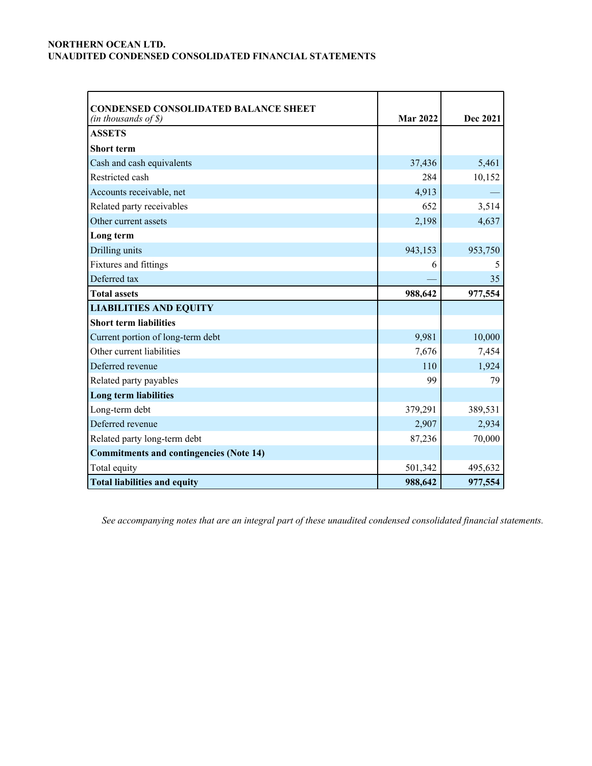**NORTHERN OCEAN LTD.**
**UNAUDITED CONDENSED CONSOLIDATED FINANCIAL STATEMENTS**

| **CONDENSED CONSOLIDATED BALANCE SHEET** *(in thousands of $)* | **Mar 2022** | **Dec 2021** |
|---|---|---|
| **ASSETS** | | |
| **Short term** | | |
| Cash and cash equivalents | 37,436 | 5,461 |
| Restricted cash | 284 | 10,152 |
| Accounts receivable, net | 4,913 | — |
| Related party receivables | 652 | 3,514 |
| Other current assets | 2,198 | 4,637 |
| **Long term** | | |
| Drilling units | 943,153 | 953,750 |
| Fixtures and fittings | 6 | 5 |
| Deferred tax | — | 35 |
| **Total assets** | **988,642** | **977,554** |
| **LIABILITIES AND EQUITY** | | |
| **Short term liabilities** | | |
| Current portion of long-term debt | 9,981 | 10,000 |
| Other current liabilities | 7,676 | 7,454 |
| Deferred revenue | 110 | 1,924 |
| Related party payables | 99 | 79 |
| **Long term liabilities** | | |
| Long-term debt | 379,291 | 389,531 |
| Deferred revenue | 2,907 | 2,934 |
| Related party long-term debt | 87,236 | 70,000 |
| **Commitments and contingencies (Note 14)** | | |
| Total equity | 501,342 | 495,632 |
| **Total liabilities and equity** | **988,642** | **977,554** |

*See accompanying notes that are an integral part of these unaudited condensed consolidated financial statements.*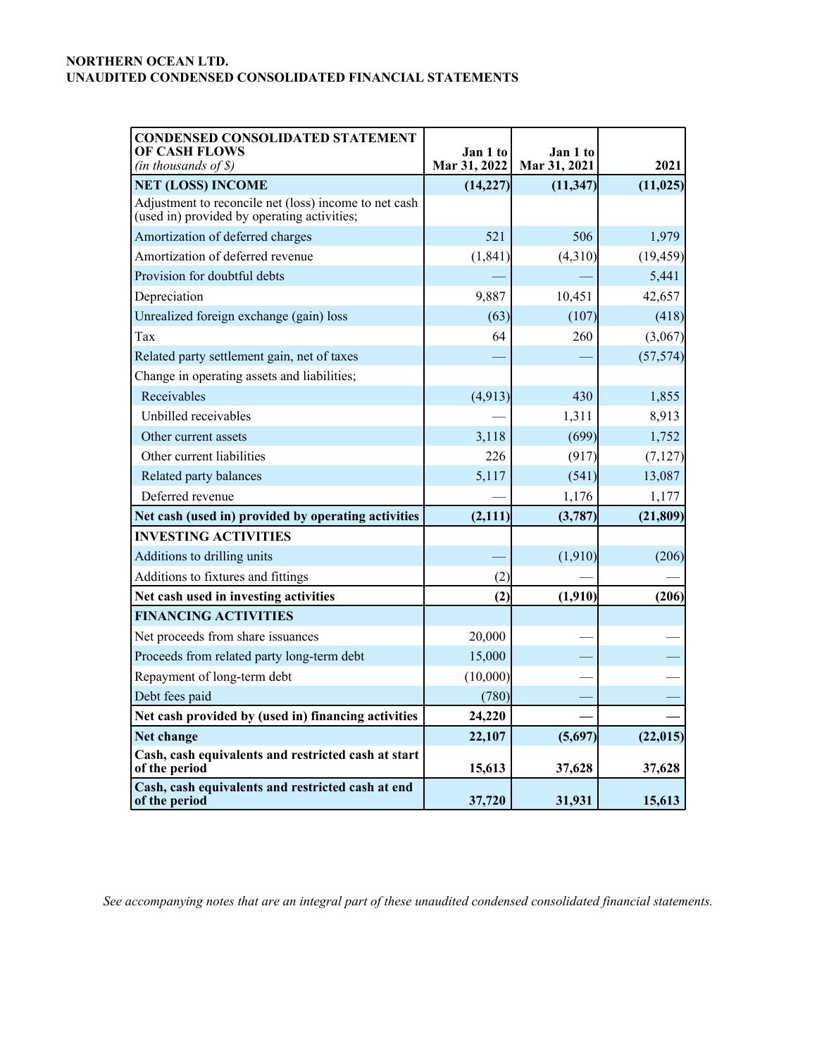**NORTHERN OCEAN LTD.**
**UNAUDITED CONDENSED CONSOLIDATED FINANCIAL STATEMENTS**

| **CONDENSED CONSOLIDATED STATEMENT OF CASH FLOWS** *(in thousands of $)* | **Jan 1 to Mar 31, 2022** | **Jan 1 to Mar 31, 2021** | **2021** |
|---|---|---|---|
| **NET (LOSS) INCOME** | **(14,227)** | **(11,347)** | **(11,025)** |
| Adjustment to reconcile net (loss) income to net cash (used in) provided by operating activities; | | | |
| Amortization of deferred charges | 521 | 506 | 1,979 |
| Amortization of deferred revenue | (1,841) | (4,310) | (19,459) |
| Provision for doubtful debts | — | — | 5,441 |
| Depreciation | 9,887 | 10,451 | 42,657 |
| Unrealized foreign exchange (gain) loss | (63) | (107) | (418) |
| Tax | 64 | 260 | (3,067) |
| Related party settlement gain, net of taxes | — | — | (57,574) |
| Change in operating assets and liabilities; | | | |
| Receivables | (4,913) | 430 | 1,855 |
| Unbilled receivables | — | 1,311 | 8,913 |
| Other current assets | 3,118 | (699) | 1,752 |
| Other current liabilities | 226 | (917) | (7,127) |
| Related party balances | 5,117 | (541) | 13,087 |
| Deferred revenue | — | 1,176 | 1,177 |
| **Net cash (used in) provided by operating activities** | **(2,111)** | **(3,787)** | **(21,809)** |
| **INVESTING ACTIVITIES** | | | |
| Additions to drilling units | — | (1,910) | (206) |
| Additions to fixtures and fittings | (2) | — | — |
| **Net cash used in investing activities** | **(2)** | **(1,910)** | **(206)** |
| **FINANCING ACTIVITIES** | | | |
| Net proceeds from share issuances | 20,000 | — | — |
| Proceeds from related party long-term debt | 15,000 | — | — |
| Repayment of long-term debt | (10,000) | — | — |
| Debt fees paid | (780) | — | — |
| **Net cash provided by (used in) financing activities** | **24,220** | **—** | **—** |
| **Net change** | **22,107** | **(5,697)** | **(22,015)** |
| **Cash, cash equivalents and restricted cash at start of the period** | **15,613** | **37,628** | **37,628** |
| **Cash, cash equivalents and restricted cash at end of the period** | **37,720** | **31,931** | **15,613** |

*See accompanying notes that are an integral part of these unaudited condensed consolidated financial statements.*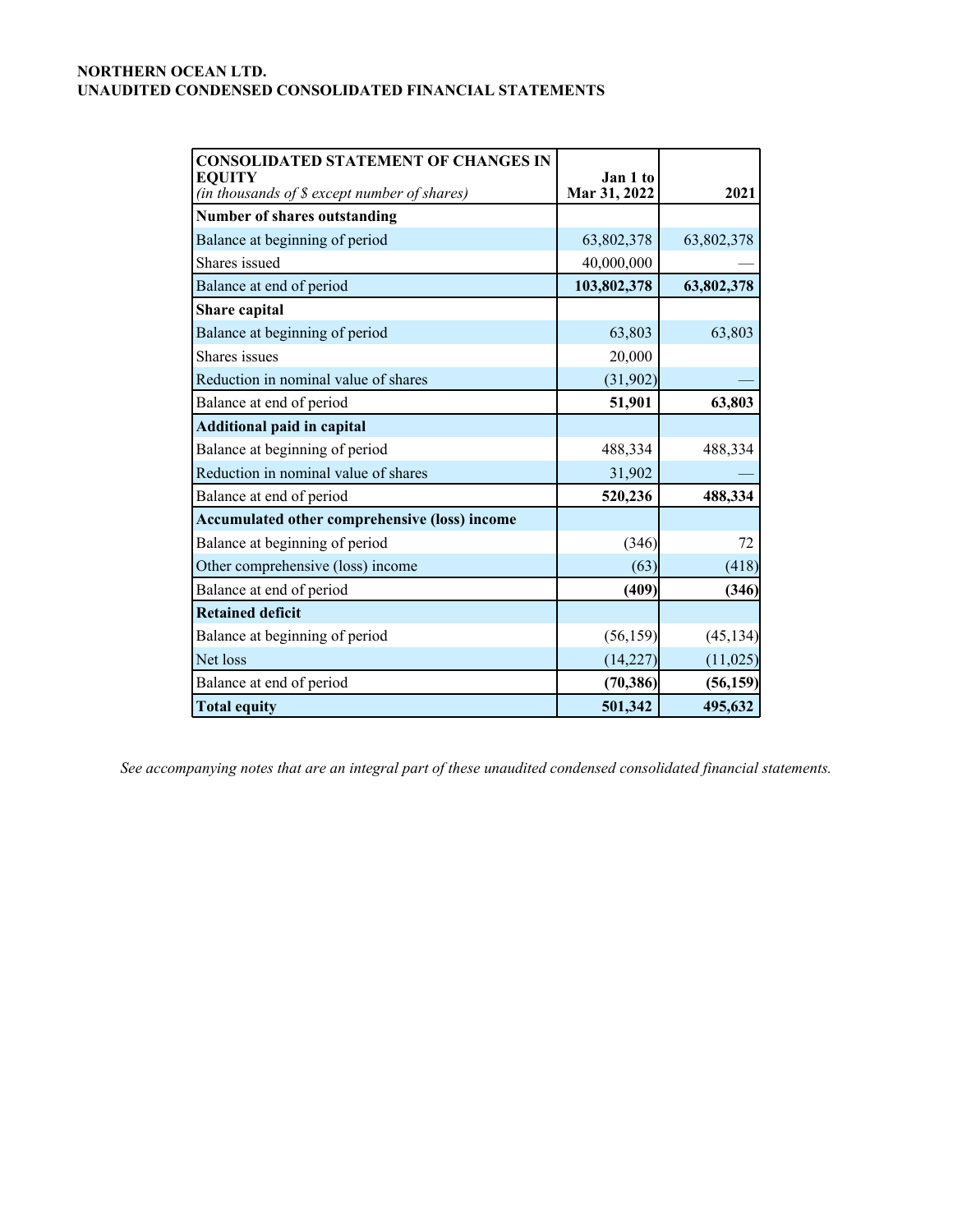**NORTHERN OCEAN LTD.**
**UNAUDITED CONDENSED CONSOLIDATED FINANCIAL STATEMENTS**

| **CONSOLIDATED STATEMENT OF CHANGES IN EQUITY** *(in thousands of $ except number of shares)* | **Jan 1 to Mar 31, 2022** | **2021** |
|---|---|---|
| **Number of shares outstanding** | | |
| Balance at beginning of period | 63,802,378 | 63,802,378 |
| Shares issued | 40,000,000 | — |
| Balance at end of period | **103,802,378** | **63,802,378** |
| **Share capital** | | |
| Balance at beginning of period | 63,803 | 63,803 |
| Shares issues | 20,000 | |
| Reduction in nominal value of shares | (31,902) | — |
| Balance at end of period | **51,901** | **63,803** |
| **Additional paid in capital** | | |
| Balance at beginning of period | 488,334 | 488,334 |
| Reduction in nominal value of shares | 31,902 | — |
| Balance at end of period | **520,236** | **488,334** |
| **Accumulated other comprehensive (loss) income** | | |
| Balance at beginning of period | (346) | 72 |
| Other comprehensive (loss) income | (63) | (418) |
| Balance at end of period | **(409)** | **(346)** |
| **Retained deficit** | | |
| Balance at beginning of period | (56,159) | (45,134) |
| Net loss | (14,227) | (11,025) |
| Balance at end of period | **(70,386)** | **(56,159)** |
| **Total equity** | **501,342** | **495,632** |

*See accompanying notes that are an integral part of these unaudited condensed consolidated financial statements.*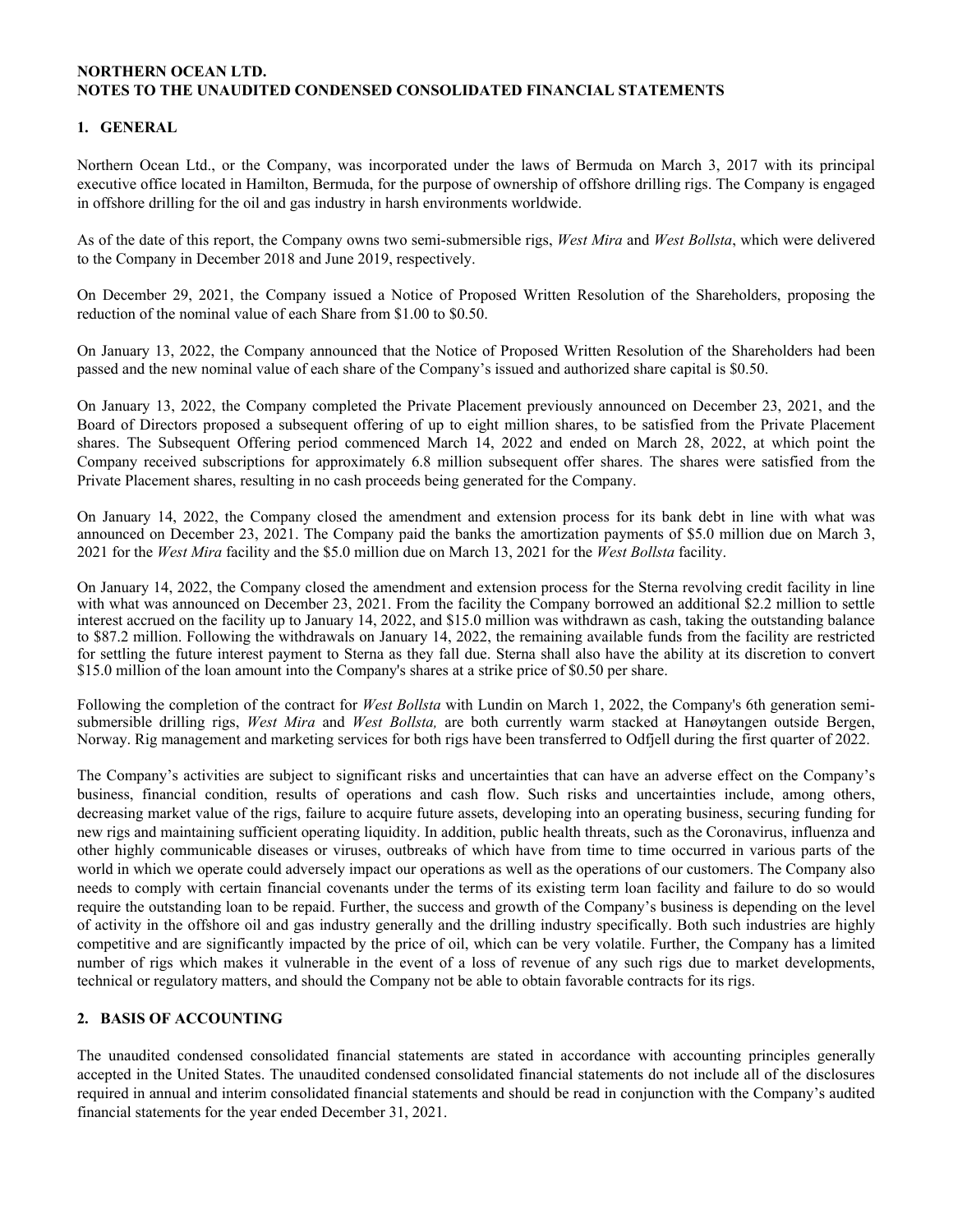**NORTHERN OCEAN LTD.**
**NOTES TO THE UNAUDITED CONDENSED CONSOLIDATED FINANCIAL STATEMENTS**

## 1. GENERAL

Northern Ocean Ltd., or the Company, was incorporated under the laws of Bermuda on March 3, 2017 with its principal executive office located in Hamilton, Bermuda, for the purpose of ownership of offshore drilling rigs. The Company is engaged in offshore drilling for the oil and gas industry in harsh environments worldwide.

As of the date of this report, the Company owns two semi-submersible rigs, *West Mira* and *West Bollsta*, which were delivered to the Company in December 2018 and June 2019, respectively.

On December 29, 2021, the Company issued a Notice of Proposed Written Resolution of the Shareholders, proposing the reduction of the nominal value of each Share from $1.00 to $0.50.

On January 13, 2022, the Company announced that the Notice of Proposed Written Resolution of the Shareholders had been passed and the new nominal value of each share of the Company's issued and authorized share capital is $0.50.

On January 13, 2022, the Company completed the Private Placement previously announced on December 23, 2021, and the Board of Directors proposed a subsequent offering of up to eight million shares, to be satisfied from the Private Placement shares. The Subsequent Offering period commenced March 14, 2022 and ended on March 28, 2022, at which point the Company received subscriptions for approximately 6.8 million subsequent offer shares. The shares were satisfied from the Private Placement shares, resulting in no cash proceeds being generated for the Company.

On January 14, 2022, the Company closed the amendment and extension process for its bank debt in line with what was announced on December 23, 2021. The Company paid the banks the amortization payments of $5.0 million due on March 3, 2021 for the *West Mira* facility and the $5.0 million due on March 13, 2021 for the *West Bollsta* facility.

On January 14, 2022, the Company closed the amendment and extension process for the Sterna revolving credit facility in line with what was announced on December 23, 2021. From the facility the Company borrowed an additional $2.2 million to settle interest accrued on the facility up to January 14, 2022, and $15.0 million was withdrawn as cash, taking the outstanding balance to $87.2 million. Following the withdrawals on January 14, 2022, the remaining available funds from the facility are restricted for settling the future interest payment to Sterna as they fall due. Sterna shall also have the ability at its discretion to convert $15.0 million of the loan amount into the Company's shares at a strike price of $0.50 per share.

Following the completion of the contract for *West Bollsta* with Lundin on March 1, 2022, the Company's 6th generation semi-submersible drilling rigs, *West Mira* and *West Bollsta,* are both currently warm stacked at Hanøytangen outside Bergen, Norway. Rig management and marketing services for both rigs have been transferred to Odfjell during the first quarter of 2022.

The Company's activities are subject to significant risks and uncertainties that can have an adverse effect on the Company's business, financial condition, results of operations and cash flow. Such risks and uncertainties include, among others, decreasing market value of the rigs, failure to acquire future assets, developing into an operating business, securing funding for new rigs and maintaining sufficient operating liquidity. In addition, public health threats, such as the Coronavirus, influenza and other highly communicable diseases or viruses, outbreaks of which have from time to time occurred in various parts of the world in which we operate could adversely impact our operations as well as the operations of our customers. The Company also needs to comply with certain financial covenants under the terms of its existing term loan facility and failure to do so would require the outstanding loan to be repaid. Further, the success and growth of the Company's business is depending on the level of activity in the offshore oil and gas industry generally and the drilling industry specifically. Both such industries are highly competitive and are significantly impacted by the price of oil, which can be very volatile. Further, the Company has a limited number of rigs which makes it vulnerable in the event of a loss of revenue of any such rigs due to market developments, technical or regulatory matters, and should the Company not be able to obtain favorable contracts for its rigs.

## 2. BASIS OF ACCOUNTING

The unaudited condensed consolidated financial statements are stated in accordance with accounting principles generally accepted in the United States. The unaudited condensed consolidated financial statements do not include all of the disclosures required in annual and interim consolidated financial statements and should be read in conjunction with the Company's audited financial statements for the year ended December 31, 2021.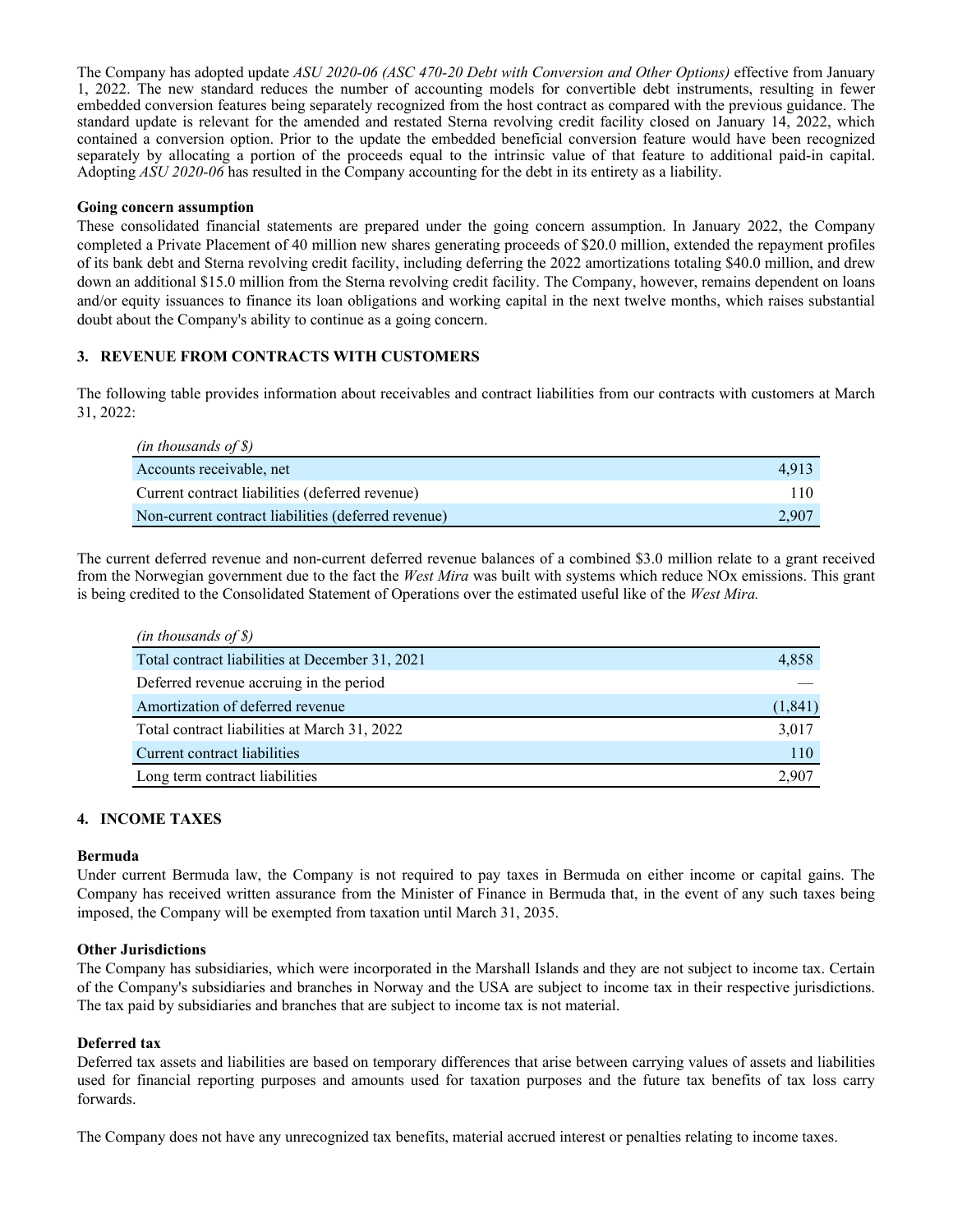The Company has adopted update *ASU 2020-06 (ASC 470-20 Debt with Conversion and Other Options)* effective from January 1, 2022. The new standard reduces the number of accounting models for convertible debt instruments, resulting in fewer embedded conversion features being separately recognized from the host contract as compared with the previous guidance. The standard update is relevant for the amended and restated Sterna revolving credit facility closed on January 14, 2022, which contained a conversion option. Prior to the update the embedded beneficial conversion feature would have been recognized separately by allocating a portion of the proceeds equal to the intrinsic value of that feature to additional paid-in capital. Adopting *ASU 2020-06* has resulted in the Company accounting for the debt in its entirety as a liability.

**Going concern assumption**

These consolidated financial statements are prepared under the going concern assumption. In January 2022, the Company completed a Private Placement of 40 million new shares generating proceeds of $20.0 million, extended the repayment profiles of its bank debt and Sterna revolving credit facility, including deferring the 2022 amortizations totaling $40.0 million, and drew down an additional $15.0 million from the Sterna revolving credit facility. The Company, however, remains dependent on loans and/or equity issuances to finance its loan obligations and working capital in the next twelve months, which raises substantial doubt about the Company's ability to continue as a going concern.

## 3. REVENUE FROM CONTRACTS WITH CUSTOMERS

The following table provides information about receivables and contract liabilities from our contracts with customers at March 31, 2022:

| *(in thousands of $)* | |
|---|---|
| Accounts receivable, net | 4,913 |
| Current contract liabilities (deferred revenue) | 110 |
| Non-current contract liabilities (deferred revenue) | 2,907 |

The current deferred revenue and non-current deferred revenue balances of a combined $3.0 million relate to a grant received from the Norwegian government due to the fact the *West Mira* was built with systems which reduce NOx emissions. This grant is being credited to the Consolidated Statement of Operations over the estimated useful like of the *West Mira.*

| *(in thousands of $)* | |
|---|---|
| Total contract liabilities at December 31, 2021 | 4,858 |
| Deferred revenue accruing in the period | — |
| Amortization of deferred revenue | (1,841) |
| Total contract liabilities at March 31, 2022 | 3,017 |
| Current contract liabilities | 110 |
| Long term contract liabilities | 2,907 |

## 4. INCOME TAXES

**Bermuda**

Under current Bermuda law, the Company is not required to pay taxes in Bermuda on either income or capital gains. The Company has received written assurance from the Minister of Finance in Bermuda that, in the event of any such taxes being imposed, the Company will be exempted from taxation until March 31, 2035.

**Other Jurisdictions**

The Company has subsidiaries, which were incorporated in the Marshall Islands and they are not subject to income tax. Certain of the Company's subsidiaries and branches in Norway and the USA are subject to income tax in their respective jurisdictions. The tax paid by subsidiaries and branches that are subject to income tax is not material.

**Deferred tax**

Deferred tax assets and liabilities are based on temporary differences that arise between carrying values of assets and liabilities used for financial reporting purposes and amounts used for taxation purposes and the future tax benefits of tax loss carry forwards.

The Company does not have any unrecognized tax benefits, material accrued interest or penalties relating to income taxes.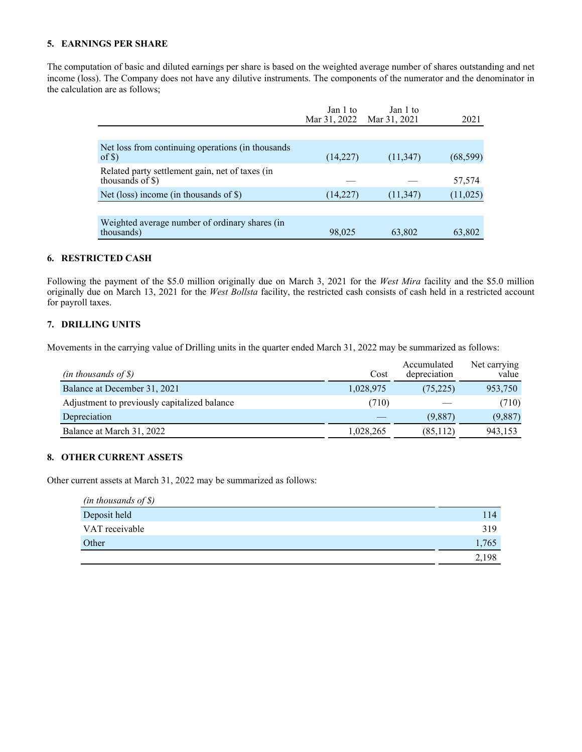## 5. EARNINGS PER SHARE

The computation of basic and diluted earnings per share is based on the weighted average number of shares outstanding and net income (loss). The Company does not have any dilutive instruments. The components of the numerator and the denominator in the calculation are as follows;

| | Jan 1 to Mar 31, 2022 | Jan 1 to Mar 31, 2021 | 2021 |
|---|---|---|---|
| Net loss from continuing operations (in thousands of $) | (14,227) | (11,347) | (68,599) |
| Related party settlement gain, net of taxes (in thousands of $) | — | — | 57,574 |
| Net (loss) income (in thousands of $) | (14,227) | (11,347) | (11,025) |
| Weighted average number of ordinary shares (in thousands) | 98,025 | 63,802 | 63,802 |

## 6. RESTRICTED CASH

Following the payment of the $5.0 million originally due on March 3, 2021 for the *West Mira* facility and the $5.0 million originally due on March 13, 2021 for the *West Bollsta* facility, the restricted cash consists of cash held in a restricted account for payroll taxes.

## 7. DRILLING UNITS

Movements in the carrying value of Drilling units in the quarter ended March 31, 2022 may be summarized as follows:

| *(in thousands of $)* | Cost | Accumulated depreciation | Net carrying value |
|---|---|---|---|
| Balance at December 31, 2021 | 1,028,975 | (75,225) | 953,750 |
| Adjustment to previously capitalized balance | (710) | — | (710) |
| Depreciation | — | (9,887) | (9,887) |
| Balance at March 31, 2022 | 1,028,265 | (85,112) | 943,153 |

## 8. OTHER CURRENT ASSETS

Other current assets at March 31, 2022 may be summarized as follows:

| *(in thousands of $)* | |
|---|---|
| Deposit held | 114 |
| VAT receivable | 319 |
| Other | 1,765 |
| | 2,198 |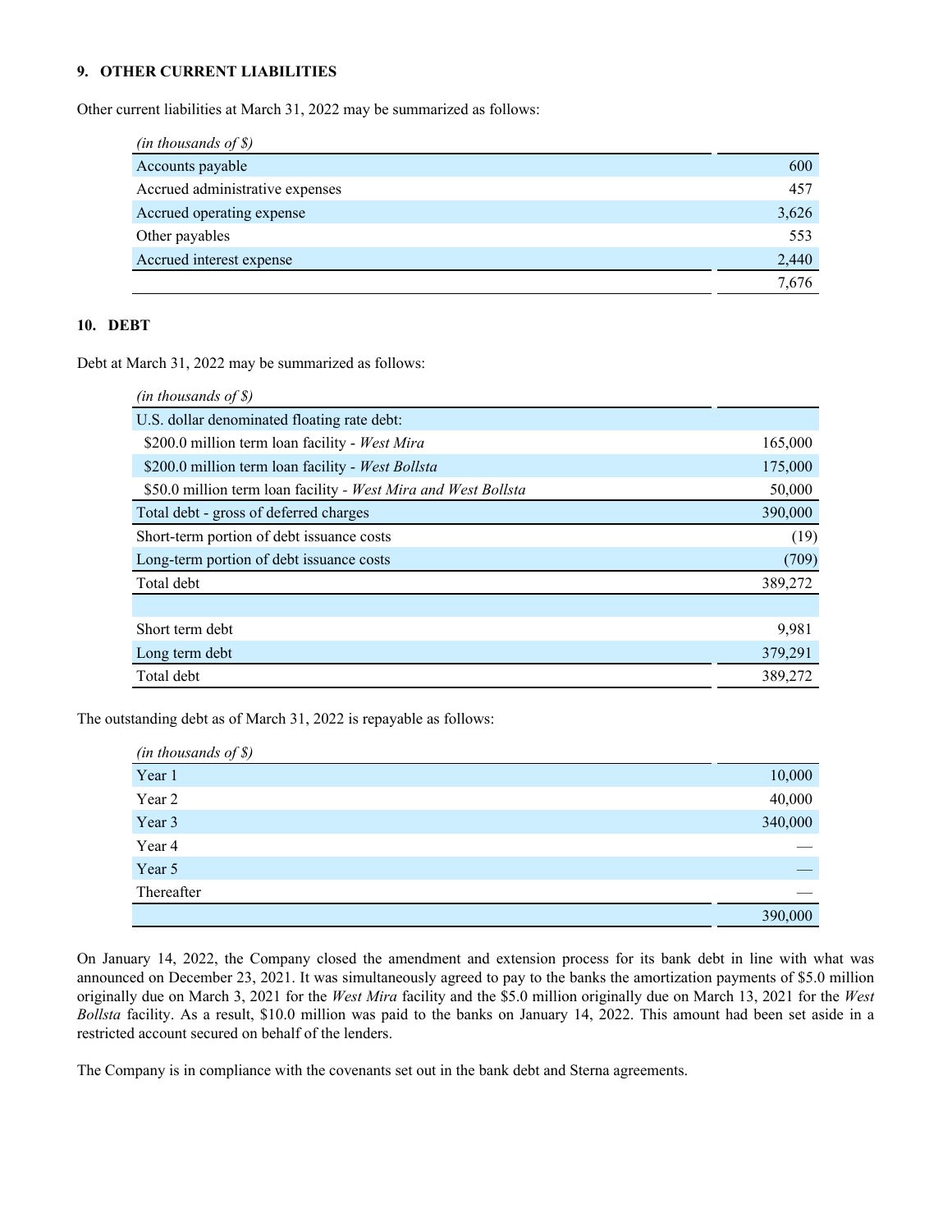## 9. OTHER CURRENT LIABILITIES

Other current liabilities at March 31, 2022 may be summarized as follows:

| *(in thousands of $)* | |
|---|---|
| Accounts payable | 600 |
| Accrued administrative expenses | 457 |
| Accrued operating expense | 3,626 |
| Other payables | 553 |
| Accrued interest expense | 2,440 |
| | 7,676 |

## 10. DEBT

Debt at March 31, 2022 may be summarized as follows:

| *(in thousands of $)* | |
|---|---|
| U.S. dollar denominated floating rate debt: | |
| $200.0 million term loan facility - *West Mira* | 165,000 |
| $200.0 million term loan facility - *West Bollsta* | 175,000 |
| $50.0 million term loan facility - *West Mira and West Bollsta* | 50,000 |
| Total debt - gross of deferred charges | 390,000 |
| Short-term portion of debt issuance costs | (19) |
| Long-term portion of debt issuance costs | (709) |
| Total debt | 389,272 |
| | |
| Short term debt | 9,981 |
| Long term debt | 379,291 |
| Total debt | 389,272 |

The outstanding debt as of March 31, 2022 is repayable as follows:

| *(in thousands of $)* | |
|---|---|
| Year 1 | 10,000 |
| Year 2 | 40,000 |
| Year 3 | 340,000 |
| Year 4 | — |
| Year 5 | — |
| Thereafter | — |
| | 390,000 |

On January 14, 2022, the Company closed the amendment and extension process for its bank debt in line with what was announced on December 23, 2021. It was simultaneously agreed to pay to the banks the amortization payments of $5.0 million originally due on March 3, 2021 for the *West Mira* facility and the $5.0 million originally due on March 13, 2021 for the *West Bollsta* facility. As a result, $10.0 million was paid to the banks on January 14, 2022. This amount had been set aside in a restricted account secured on behalf of the lenders.

The Company is in compliance with the covenants set out in the bank debt and Sterna agreements.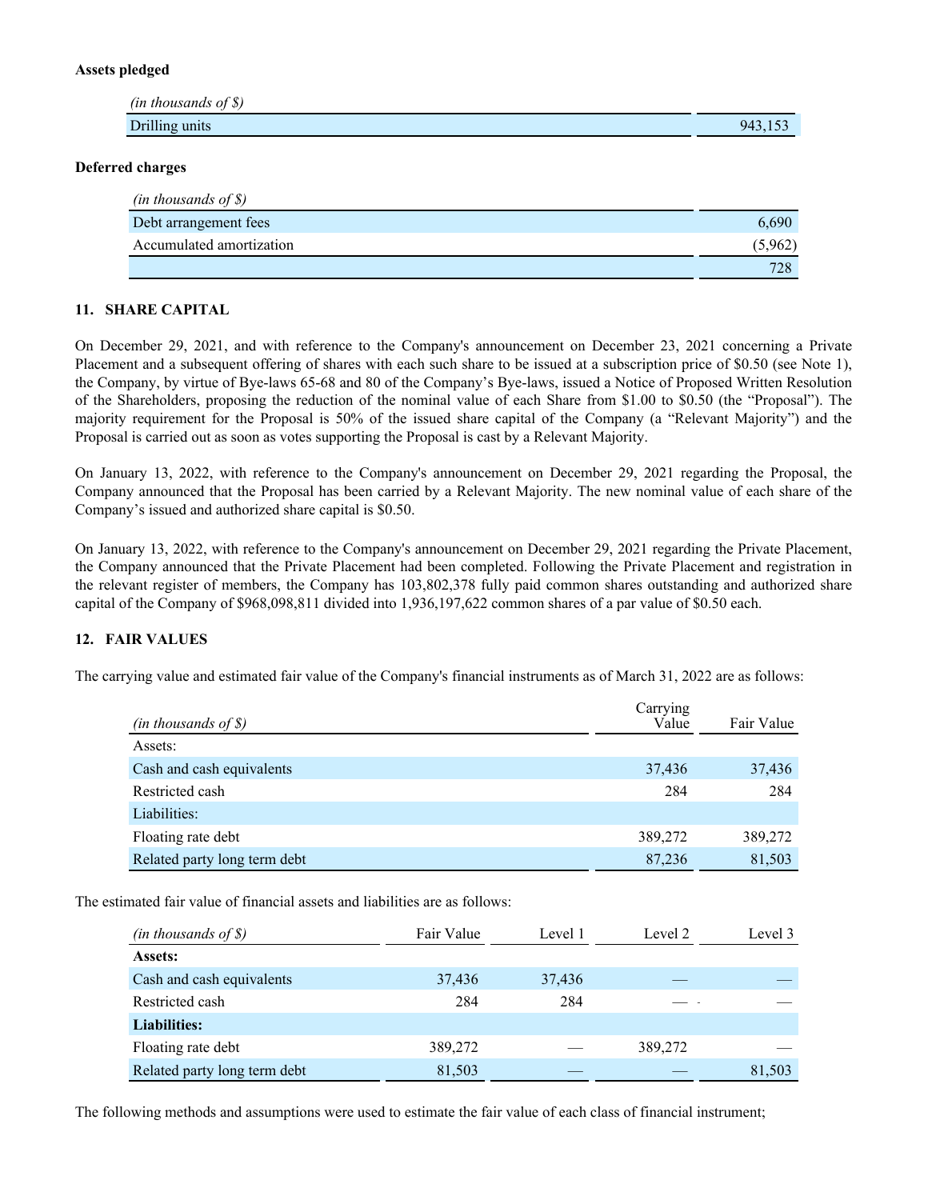**Assets pledged**

| *(in thousands of $)* | |
|---|---|
| Drilling units | 943,153 |

**Deferred charges**

| *(in thousands of $)* | |
|---|---|
| Debt arrangement fees | 6,690 |
| Accumulated amortization | (5,962) |
| | 728 |

## 11. SHARE CAPITAL

On December 29, 2021, and with reference to the Company's announcement on December 23, 2021 concerning a Private Placement and a subsequent offering of shares with each such share to be issued at a subscription price of $0.50 (see Note 1), the Company, by virtue of Bye-laws 65-68 and 80 of the Company's Bye-laws, issued a Notice of Proposed Written Resolution of the Shareholders, proposing the reduction of the nominal value of each Share from $1.00 to $0.50 (the "Proposal"). The majority requirement for the Proposal is 50% of the issued share capital of the Company (a "Relevant Majority") and the Proposal is carried out as soon as votes supporting the Proposal is cast by a Relevant Majority.

On January 13, 2022, with reference to the Company's announcement on December 29, 2021 regarding the Proposal, the Company announced that the Proposal has been carried by a Relevant Majority. The new nominal value of each share of the Company's issued and authorized share capital is $0.50.

On January 13, 2022, with reference to the Company's announcement on December 29, 2021 regarding the Private Placement, the Company announced that the Private Placement had been completed. Following the Private Placement and registration in the relevant register of members, the Company has 103,802,378 fully paid common shares outstanding and authorized share capital of the Company of $968,098,811 divided into 1,936,197,622 common shares of a par value of $0.50 each.

## 12. FAIR VALUES

The carrying value and estimated fair value of the Company's financial instruments as of March 31, 2022 are as follows:

| *(in thousands of $)* | Carrying Value | Fair Value |
|---|---|---|
| Assets: | | |
| Cash and cash equivalents | 37,436 | 37,436 |
| Restricted cash | 284 | 284 |
| Liabilities: | | |
| Floating rate debt | 389,272 | 389,272 |
| Related party long term debt | 87,236 | 81,503 |

The estimated fair value of financial assets and liabilities are as follows:

| *(in thousands of $)* | Fair Value | Level 1 | Level 2 | Level 3 |
|---|---|---|---|---|
| **Assets:** | | | | |
| Cash and cash equivalents | 37,436 | 37,436 | — | — |
| Restricted cash | 284 | 284 | — | — |
| **Liabilities:** | | | | |
| Floating rate debt | 389,272 | — | 389,272 | — |
| Related party long term debt | 81,503 | — | — | 81,503 |

The following methods and assumptions were used to estimate the fair value of each class of financial instrument;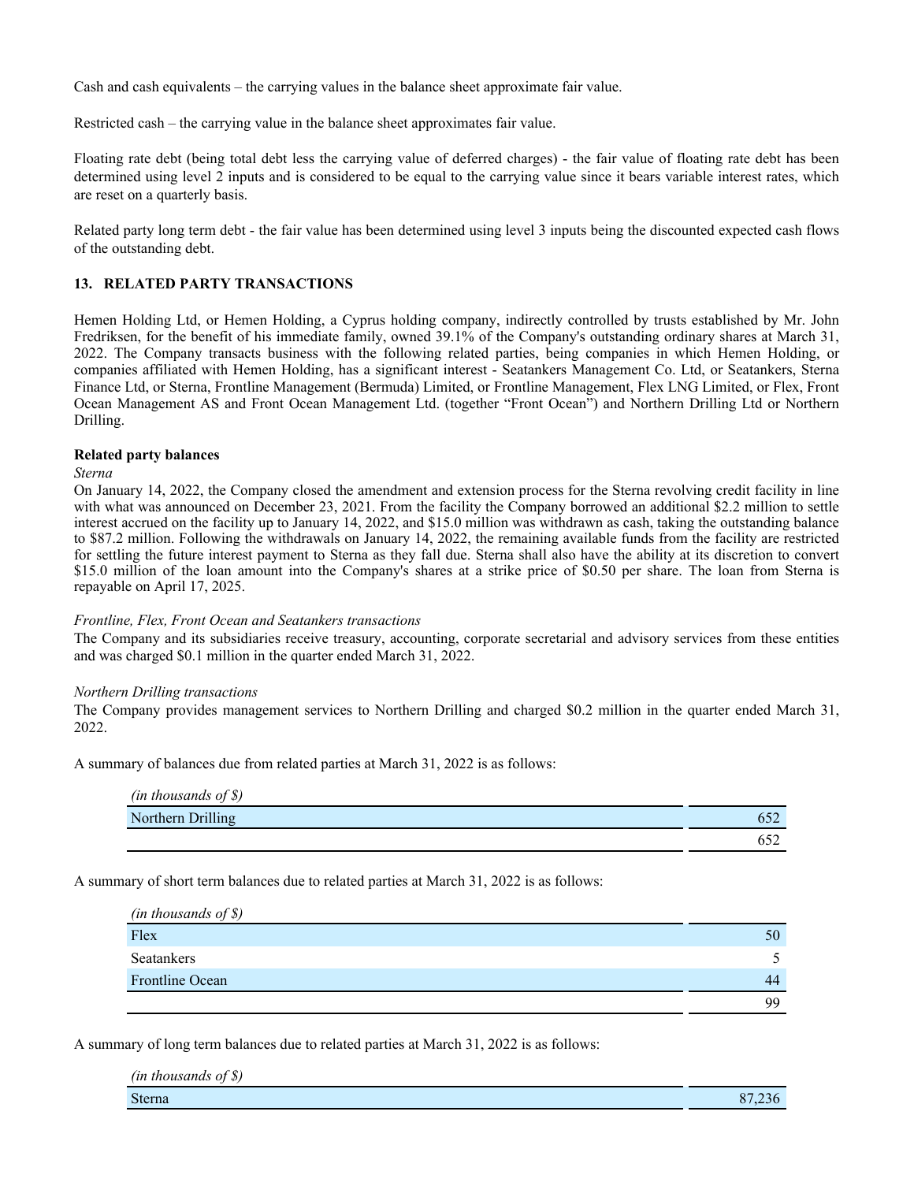Cash and cash equivalents – the carrying values in the balance sheet approximate fair value.

Restricted cash – the carrying value in the balance sheet approximates fair value.

Floating rate debt (being total debt less the carrying value of deferred charges) - the fair value of floating rate debt has been determined using level 2 inputs and is considered to be equal to the carrying value since it bears variable interest rates, which are reset on a quarterly basis.

Related party long term debt - the fair value has been determined using level 3 inputs being the discounted expected cash flows of the outstanding debt.

## 13. RELATED PARTY TRANSACTIONS

Hemen Holding Ltd, or Hemen Holding, a Cyprus holding company, indirectly controlled by trusts established by Mr. John Fredriksen, for the benefit of his immediate family, owned 39.1% of the Company's outstanding ordinary shares at March 31, 2022. The Company transacts business with the following related parties, being companies in which Hemen Holding, or companies affiliated with Hemen Holding, has a significant interest - Seatankers Management Co. Ltd, or Seatankers, Sterna Finance Ltd, or Sterna, Frontline Management (Bermuda) Limited, or Frontline Management, Flex LNG Limited, or Flex, Front Ocean Management AS and Front Ocean Management Ltd. (together "Front Ocean") and Northern Drilling Ltd or Northern Drilling.

**Related party balances**

*Sterna*

On January 14, 2022, the Company closed the amendment and extension process for the Sterna revolving credit facility in line with what was announced on December 23, 2021. From the facility the Company borrowed an additional $2.2 million to settle interest accrued on the facility up to January 14, 2022, and $15.0 million was withdrawn as cash, taking the outstanding balance to $87.2 million. Following the withdrawals on January 14, 2022, the remaining available funds from the facility are restricted for settling the future interest payment to Sterna as they fall due. Sterna shall also have the ability at its discretion to convert $15.0 million of the loan amount into the Company's shares at a strike price of $0.50 per share. The loan from Sterna is repayable on April 17, 2025.

*Frontline, Flex, Front Ocean and Seatankers transactions*

The Company and its subsidiaries receive treasury, accounting, corporate secretarial and advisory services from these entities and was charged $0.1 million in the quarter ended March 31, 2022.

*Northern Drilling transactions*

The Company provides management services to Northern Drilling and charged $0.2 million in the quarter ended March 31, 2022.

A summary of balances due from related parties at March 31, 2022 is as follows:

| *(in thousands of $)* | |
|---|---|
| Northern Drilling | 652 |
| | 652 |

A summary of short term balances due to related parties at March 31, 2022 is as follows:

| *(in thousands of $)* | |
|---|---|
| Flex | 50 |
| Seatankers | 5 |
| Frontline Ocean | 44 |
| | 99 |

A summary of long term balances due to related parties at March 31, 2022 is as follows:

| *(in thousands of $)* | |
|---|---|
| Sterna | 87,236 |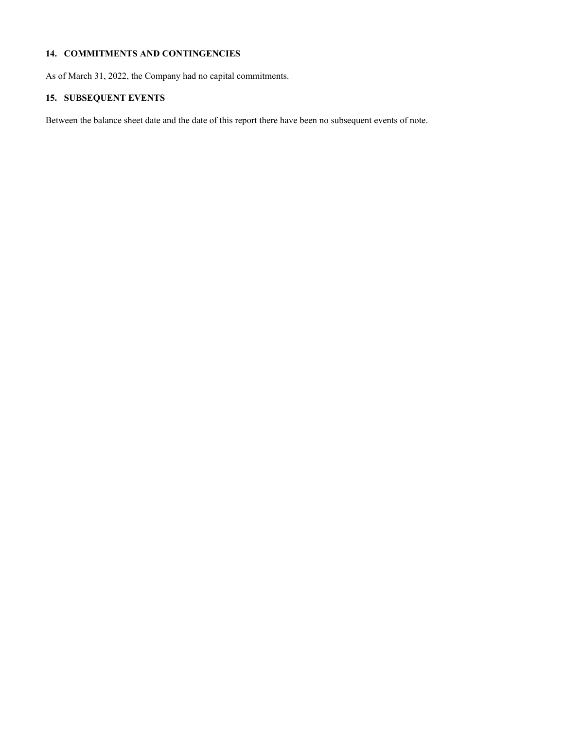### 14. COMMITMENTS AND CONTINGENCIES

As of March 31, 2022, the Company had no capital commitments.

### 15. SUBSEQUENT EVENTS

Between the balance sheet date and the date of this report there have been no subsequent events of note.